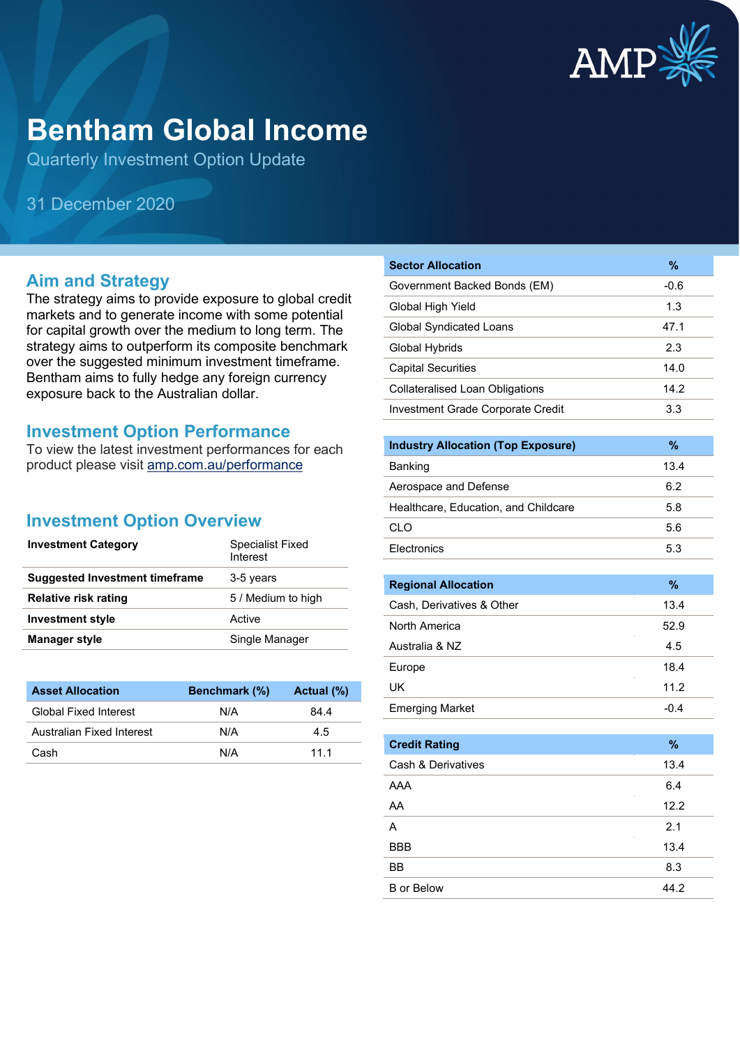# Bentham Global Income

Quarterly Investment Option Update

31 December 2020

## Aim and Strategy

The strategy aims to provide exposure to global credit markets and to generate income with some potential for capital growth over the medium to long term. The strategy aims to outperform its composite benchmark over the suggested minimum investment timeframe. Bentham aims to fully hedge any foreign currency exposure back to the Australian dollar.

## Investment Option Performance

To view the latest investment performances for each product please visit [amp.com.au/performance](amp.com.au/performance)

## Investment Option Overview

| | |
|---|---|
| **Investment Category** | Specialist Fixed Interest |
| **Suggested Investment timeframe** | 3-5 years |
| **Relative risk rating** | 5 / Medium to high |
| **Investment style** | Active |
| **Manager style** | Single Manager |

| Asset Allocation | Benchmark (%) | Actual (%) |
|---|---|---|
| Global Fixed Interest | N/A | 84.4 |
| Australian Fixed Interest | N/A | 4.5 |
| Cash | N/A | 11.1 |

| Sector Allocation | % |
|---|---|
| Government Backed Bonds (EM) | -0.6 |
| Global High Yield | 1.3 |
| Global Syndicated Loans | 47.1 |
| Global Hybrids | 2.3 |
| Capital Securities | 14.0 |
| Collateralised Loan Obligations | 14.2 |
| Investment Grade Corporate Credit | 3.3 |

| Industry Allocation (Top Exposure) | % |
|---|---|
| Banking | 13.4 |
| Aerospace and Defense | 6.2 |
| Healthcare, Education, and Childcare | 5.8 |
| CLO | 5.6 |
| Electronics | 5.3 |

| Regional Allocation | % |
|---|---|
| Cash, Derivatives & Other | 13.4 |
| North America | 52.9 |
| Australia & NZ | 4.5 |
| Europe | 18.4 |
| UK | 11.2 |
| Emerging Market | -0.4 |

| Credit Rating | % |
|---|---|
| Cash & Derivatives | 13.4 |
| AAA | 6.4 |
| AA | 12.2 |
| A | 2.1 |
| BBB | 13.4 |
| BB | 8.3 |
| B or Below | 44.2 |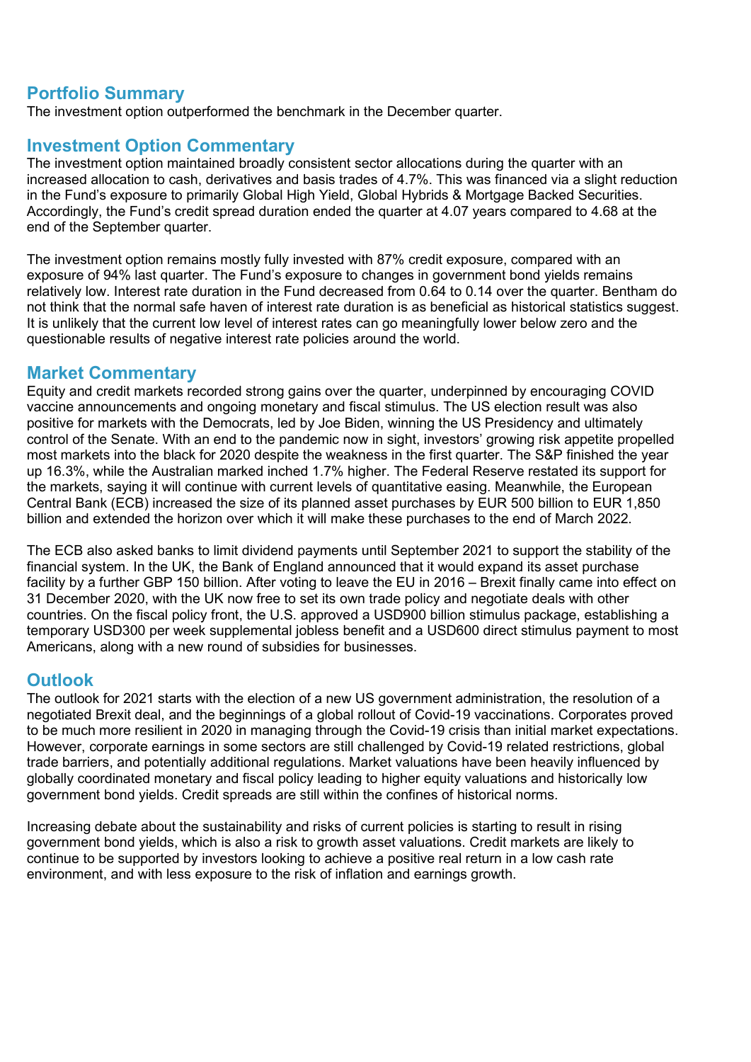## Portfolio Summary

The investment option outperformed the benchmark in the December quarter.

## Investment Option Commentary

The investment option maintained broadly consistent sector allocations during the quarter with an increased allocation to cash, derivatives and basis trades of 4.7%. This was financed via a slight reduction in the Fund's exposure to primarily Global High Yield, Global Hybrids & Mortgage Backed Securities. Accordingly, the Fund's credit spread duration ended the quarter at 4.07 years compared to 4.68 at the end of the September quarter.

The investment option remains mostly fully invested with 87% credit exposure, compared with an exposure of 94% last quarter. The Fund's exposure to changes in government bond yields remains relatively low. Interest rate duration in the Fund decreased from 0.64 to 0.14 over the quarter. Bentham do not think that the normal safe haven of interest rate duration is as beneficial as historical statistics suggest. It is unlikely that the current low level of interest rates can go meaningfully lower below zero and the questionable results of negative interest rate policies around the world.

## Market Commentary

Equity and credit markets recorded strong gains over the quarter, underpinned by encouraging COVID vaccine announcements and ongoing monetary and fiscal stimulus. The US election result was also positive for markets with the Democrats, led by Joe Biden, winning the US Presidency and ultimately control of the Senate. With an end to the pandemic now in sight, investors' growing risk appetite propelled most markets into the black for 2020 despite the weakness in the first quarter. The S&P finished the year up 16.3%, while the Australian marked inched 1.7% higher. The Federal Reserve restated its support for the markets, saying it will continue with current levels of quantitative easing. Meanwhile, the European Central Bank (ECB) increased the size of its planned asset purchases by EUR 500 billion to EUR 1,850 billion and extended the horizon over which it will make these purchases to the end of March 2022.

The ECB also asked banks to limit dividend payments until September 2021 to support the stability of the financial system. In the UK, the Bank of England announced that it would expand its asset purchase facility by a further GBP 150 billion. After voting to leave the EU in 2016 – Brexit finally came into effect on 31 December 2020, with the UK now free to set its own trade policy and negotiate deals with other countries. On the fiscal policy front, the U.S. approved a USD900 billion stimulus package, establishing a temporary USD300 per week supplemental jobless benefit and a USD600 direct stimulus payment to most Americans, along with a new round of subsidies for businesses.

## Outlook

The outlook for 2021 starts with the election of a new US government administration, the resolution of a negotiated Brexit deal, and the beginnings of a global rollout of Covid-19 vaccinations. Corporates proved to be much more resilient in 2020 in managing through the Covid-19 crisis than initial market expectations. However, corporate earnings in some sectors are still challenged by Covid-19 related restrictions, global trade barriers, and potentially additional regulations. Market valuations have been heavily influenced by globally coordinated monetary and fiscal policy leading to higher equity valuations and historically low government bond yields. Credit spreads are still within the confines of historical norms.

Increasing debate about the sustainability and risks of current policies is starting to result in rising government bond yields, which is also a risk to growth asset valuations. Credit markets are likely to continue to be supported by investors looking to achieve a positive real return in a low cash rate environment, and with less exposure to the risk of inflation and earnings growth.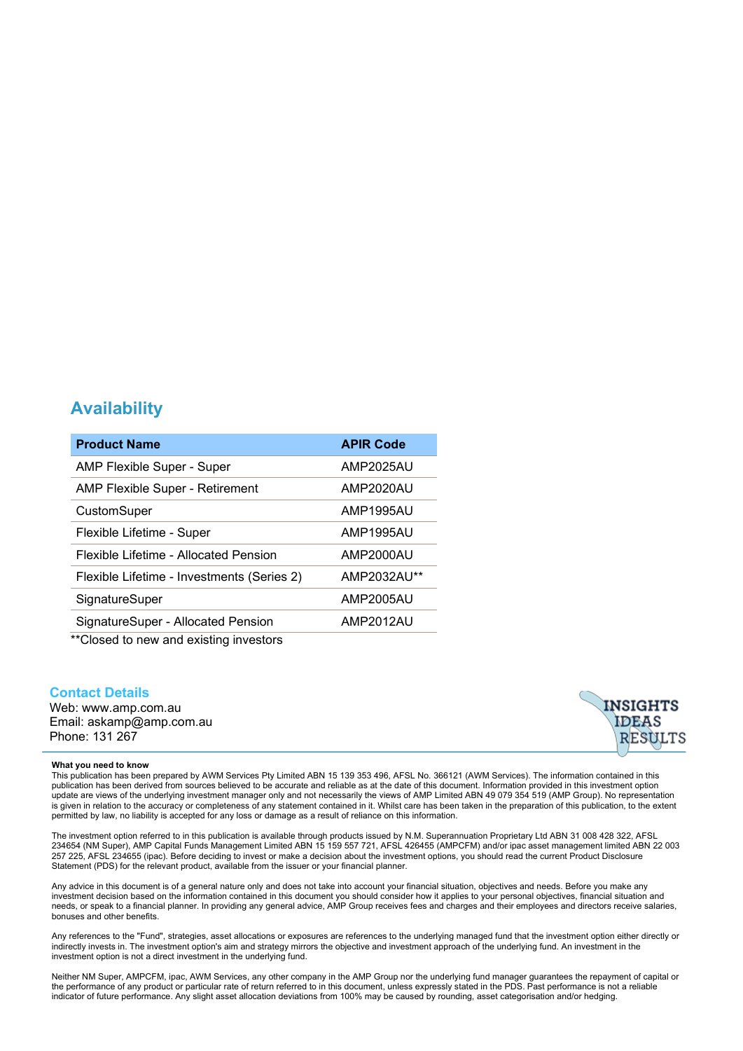## Availability

| Product Name | APIR Code |
| --- | --- |
| AMP Flexible Super - Super | AMP2025AU |
| AMP Flexible Super - Retirement | AMP2020AU |
| CustomSuper | AMP1995AU |
| Flexible Lifetime - Super | AMP1995AU |
| Flexible Lifetime - Allocated Pension | AMP2000AU |
| Flexible Lifetime - Investments (Series 2) | AMP2032AU** |
| SignatureSuper | AMP2005AU |
| SignatureSuper - Allocated Pension | AMP2012AU |

**Closed to new and existing investors

### Contact Details

Web: www.amp.com.au
Email: askamp@amp.com.au
Phone: 131 267

INSIGHTS
IDEAS
RESULTS

**What you need to know**

This publication has been prepared by AWM Services Pty Limited ABN 15 139 353 496, AFSL No. 366121 (AWM Services). The information contained in this publication has been derived from sources believed to be accurate and reliable as at the date of this document. Information provided in this investment option update are views of the underlying investment manager only and not necessarily the views of AMP Limited ABN 49 079 354 519 (AMP Group). No representation is given in relation to the accuracy or completeness of any statement contained in it. Whilst care has been taken in the preparation of this publication, to the extent permitted by law, no liability is accepted for any loss or damage as a result of reliance on this information.

The investment option referred to in this publication is available through products issued by N.M. Superannuation Proprietary Ltd ABN 31 008 428 322, AFSL 234654 (NM Super), AMP Capital Funds Management Limited ABN 15 159 557 721, AFSL 426455 (AMPCFM) and/or ipac asset management limited ABN 22 003 257 225, AFSL 234655 (ipac). Before deciding to invest or make a decision about the investment options, you should read the current Product Disclosure Statement (PDS) for the relevant product, available from the issuer or your financial planner.

Any advice in this document is of a general nature only and does not take into account your financial situation, objectives and needs. Before you make any investment decision based on the information contained in this document you should consider how it applies to your personal objectives, financial situation and needs, or speak to a financial planner. In providing any general advice, AMP Group receives fees and charges and their employees and directors receive salaries, bonuses and other benefits.

Any references to the "Fund", strategies, asset allocations or exposures are references to the underlying managed fund that the investment option either directly or indirectly invests in. The investment option's aim and strategy mirrors the objective and investment approach of the underlying fund. An investment in the investment option is not a direct investment in the underlying fund.

Neither NM Super, AMPCFM, ipac, AWM Services, any other company in the AMP Group nor the underlying fund manager guarantees the repayment of capital or the performance of any product or particular rate of return referred to in this document, unless expressly stated in the PDS. Past performance is not a reliable indicator of future performance. Any slight asset allocation deviations from 100% may be caused by rounding, asset categorisation and/or hedging.